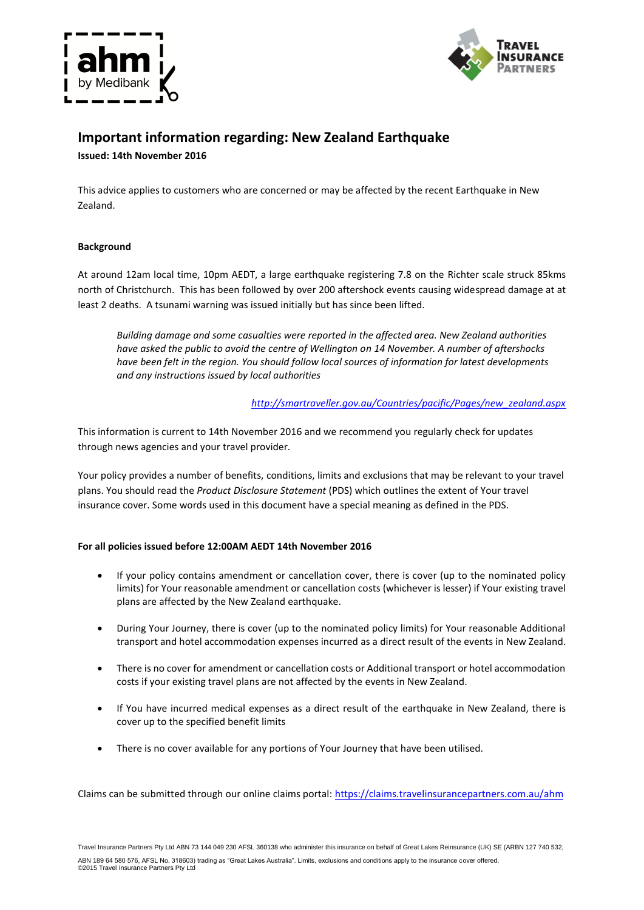# Important information regarding: New Zealand Earthquake

**Issued: 14th November 2016**

This advice applies to customers who are concerned or may be affected by the recent Earthquake in New Zealand.

**Background**

At around 12am local time, 10pm AEDT, a large earthquake registering 7.8 on the Richter scale struck 85kms north of Christchurch. This has been followed by over 200 aftershock events causing widespread damage at at least 2 deaths. A tsunami warning was issued initially but has since been lifted.

> *Building damage and some casualties were reported in the affected area. New Zealand authorities have asked the public to avoid the centre of Wellington on 14 November. A number of aftershocks have been felt in the region. You should follow local sources of information for latest developments and any instructions issued by local authorities*
>
> *http://smartraveller.gov.au/Countries/pacific/Pages/new_zealand.aspx*

This information is current to 14th November 2016 and we recommend you regularly check for updates through news agencies and your travel provider.

Your policy provides a number of benefits, conditions, limits and exclusions that may be relevant to your travel plans. You should read the *Product Disclosure Statement* (PDS) which outlines the extent of Your travel insurance cover. Some words used in this document have a special meaning as defined in the PDS.

**For all policies issued before 12:00AM AEDT 14th November 2016**

- If your policy contains amendment or cancellation cover, there is cover (up to the nominated policy limits) for Your reasonable amendment or cancellation costs (whichever is lesser) if Your existing travel plans are affected by the New Zealand earthquake.
- During Your Journey, there is cover (up to the nominated policy limits) for Your reasonable Additional transport and hotel accommodation expenses incurred as a direct result of the events in New Zealand.
- There is no cover for amendment or cancellation costs or Additional transport or hotel accommodation costs if your existing travel plans are not affected by the events in New Zealand.
- If You have incurred medical expenses as a direct result of the earthquake in New Zealand, there is cover up to the specified benefit limits
- There is no cover available for any portions of Your Journey that have been utilised.

Claims can be submitted through our online claims portal: https://claims.travelinsurancepartners.com.au/ahm

Travel Insurance Partners Pty Ltd ABN 73 144 049 230 AFSL 360138 who administer this insurance on behalf of Great Lakes Reinsurance (UK) SE (ARBN 127 740 532, ABN 189 64 580 576, AFSL No. 318603) trading as "Great Lakes Australia". Limits, exclusions and conditions apply to the insurance cover offered.
©2015 Travel Insurance Partners Pty Ltd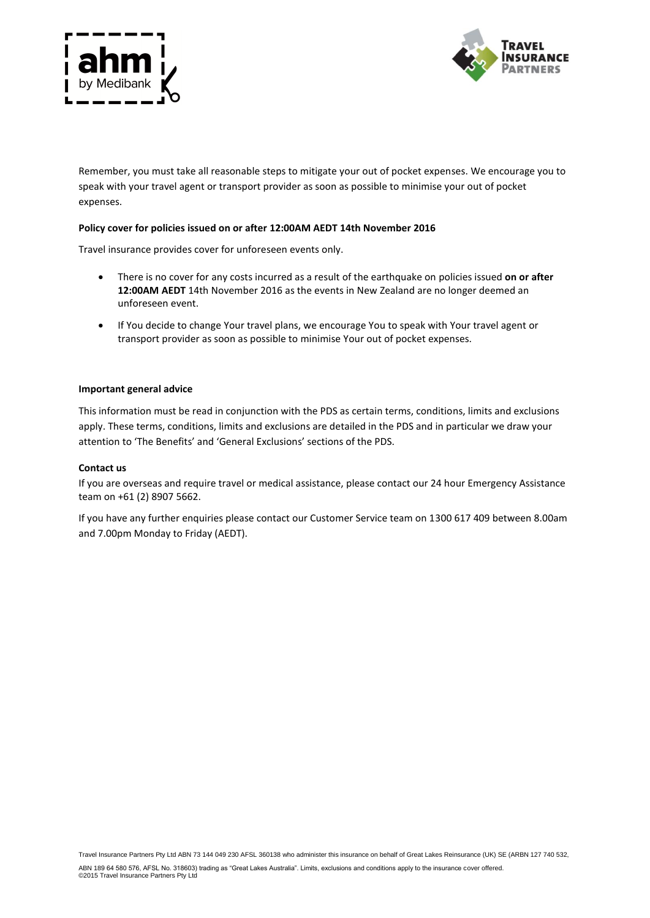Remember, you must take all reasonable steps to mitigate your out of pocket expenses. We encourage you to speak with your travel agent or transport provider as soon as possible to minimise your out of pocket expenses.

**Policy cover for policies issued on or after 12:00AM AEDT 14th November 2016**

Travel insurance provides cover for unforeseen events only.

- There is no cover for any costs incurred as a result of the earthquake on policies issued **on or after 12:00AM AEDT** 14th November 2016 as the events in New Zealand are no longer deemed an unforeseen event.
- If You decide to change Your travel plans, we encourage You to speak with Your travel agent or transport provider as soon as possible to minimise Your out of pocket expenses.

**Important general advice**

This information must be read in conjunction with the PDS as certain terms, conditions, limits and exclusions apply. These terms, conditions, limits and exclusions are detailed in the PDS and in particular we draw your attention to 'The Benefits' and 'General Exclusions' sections of the PDS.

**Contact us**

If you are overseas and require travel or medical assistance, please contact our 24 hour Emergency Assistance team on +61 (2) 8907 5662.

If you have any further enquiries please contact our Customer Service team on 1300 617 409 between 8.00am and 7.00pm Monday to Friday (AEDT).

Travel Insurance Partners Pty Ltd ABN 73 144 049 230 AFSL 360138 who administer this insurance on behalf of Great Lakes Reinsurance (UK) SE (ARBN 127 740 532, ABN 189 64 580 576, AFSL No. 318603) trading as "Great Lakes Australia". Limits, exclusions and conditions apply to the insurance cover offered.
©2015 Travel Insurance Partners Pty Ltd